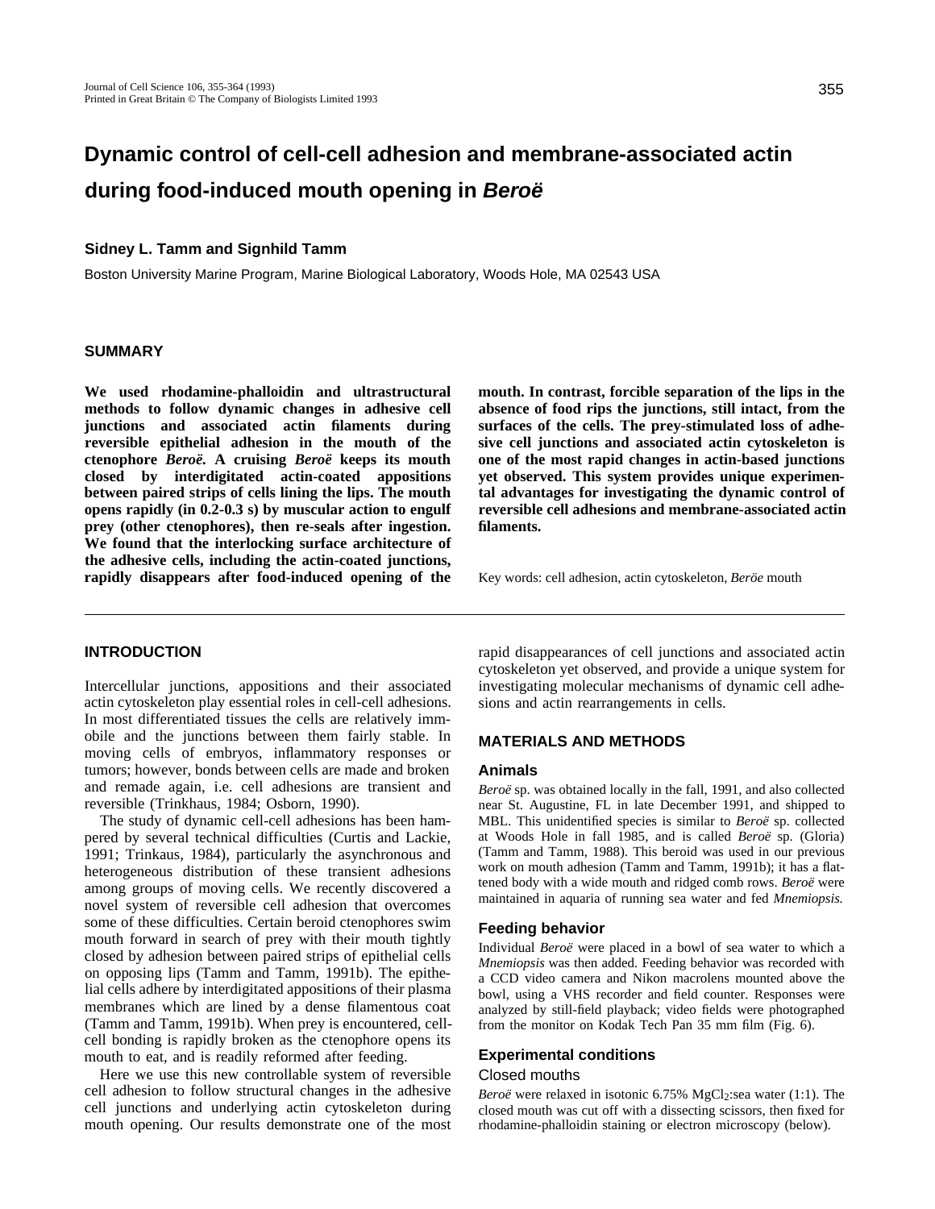# Dynamic control of cell-cell adhesion and membrane-associated actin during food-induced mouth opening in *Beroë*

**Sidney L. Tamm and Signhild Tamm**

Boston University Marine Program, Marine Biological Laboratory, Woods Hole, MA 02543 USA

## SUMMARY

**We used rhodamine-phalloidin and ultrastructural methods to follow dynamic changes in adhesive cell junctions and associated actin filaments during reversible epithelial adhesion in the mouth of the ctenophore *Beroë*. A cruising *Beroë* keeps its mouth closed by interdigitated actin-coated appositions between paired strips of cells lining the lips. The mouth opens rapidly (in 0.2-0.3 s) by muscular action to engulf prey (other ctenophores), then re-seals after ingestion. We found that the interlocking surface architecture of the adhesive cells, including the actin-coated junctions, rapidly disappears after food-induced opening of the mouth. In contrast, forcible separation of the lips in the absence of food rips the junctions, still intact, from the surfaces of the cells. The prey-stimulated loss of adhesive cell junctions and associated actin cytoskeleton is one of the most rapid changes in actin-based junctions yet observed. This system provides unique experimental advantages for investigating the dynamic control of reversible cell adhesions and membrane-associated actin filaments.**

Key words: cell adhesion, actin cytoskeleton, *Beröe* mouth

## INTRODUCTION

Intercellular junctions, appositions and their associated actin cytoskeleton play essential roles in cell-cell adhesions. In most differentiated tissues the cells are relatively immobile and the junctions between them fairly stable. In moving cells of embryos, inflammatory responses or tumors; however, bonds between cells are made and broken and remade again, i.e. cell adhesions are transient and reversible (Trinkhaus, 1984; Osborn, 1990).

The study of dynamic cell-cell adhesions has been hampered by several technical difficulties (Curtis and Lackie, 1991; Trinkaus, 1984), particularly the asynchronous and heterogeneous distribution of these transient adhesions among groups of moving cells. We recently discovered a novel system of reversible cell adhesion that overcomes some of these difficulties. Certain beroid ctenophores swim mouth forward in search of prey with their mouth tightly closed by adhesion between paired strips of epithelial cells on opposing lips (Tamm and Tamm, 1991b). The epithelial cells adhere by interdigitated appositions of their plasma membranes which are lined by a dense filamentous coat (Tamm and Tamm, 1991b). When prey is encountered, cell-cell bonding is rapidly broken as the ctenophore opens its mouth to eat, and is readily reformed after feeding.

Here we use this new controllable system of reversible cell adhesion to follow structural changes in the adhesive cell junctions and underlying actin cytoskeleton during mouth opening. Our results demonstrate one of the most rapid disappearances of cell junctions and associated actin cytoskeleton yet observed, and provide a unique system for investigating molecular mechanisms of dynamic cell adhesions and actin rearrangements in cells.

## MATERIALS AND METHODS

### Animals

*Beroë* sp. was obtained locally in the fall, 1991, and also collected near St. Augustine, FL in late December 1991, and shipped to MBL. This unidentified species is similar to *Beroë* sp. collected at Woods Hole in fall 1985, and is called *Beroë* sp. (Gloria) (Tamm and Tamm, 1988). This beroid was used in our previous work on mouth adhesion (Tamm and Tamm, 1991b); it has a flattened body with a wide mouth and ridged comb rows. *Beroë* were maintained in aquaria of running sea water and fed *Mnemiopsis.*

### Feeding behavior

Individual *Beroë* were placed in a bowl of sea water to which a *Mnemiopsis* was then added. Feeding behavior was recorded with a CCD video camera and Nikon macrolens mounted above the bowl, using a VHS recorder and field counter. Responses were analyzed by still-field playback; video fields were photographed from the monitor on Kodak Tech Pan 35 mm film (Fig. 6).

### Experimental conditions

#### Closed mouths

*Beroë* were relaxed in isotonic 6.75% $MgCl_2$:sea water (1:1). The closed mouth was cut off with a dissecting scissors, then fixed for rhodamine-phalloidin staining or electron microscopy (below).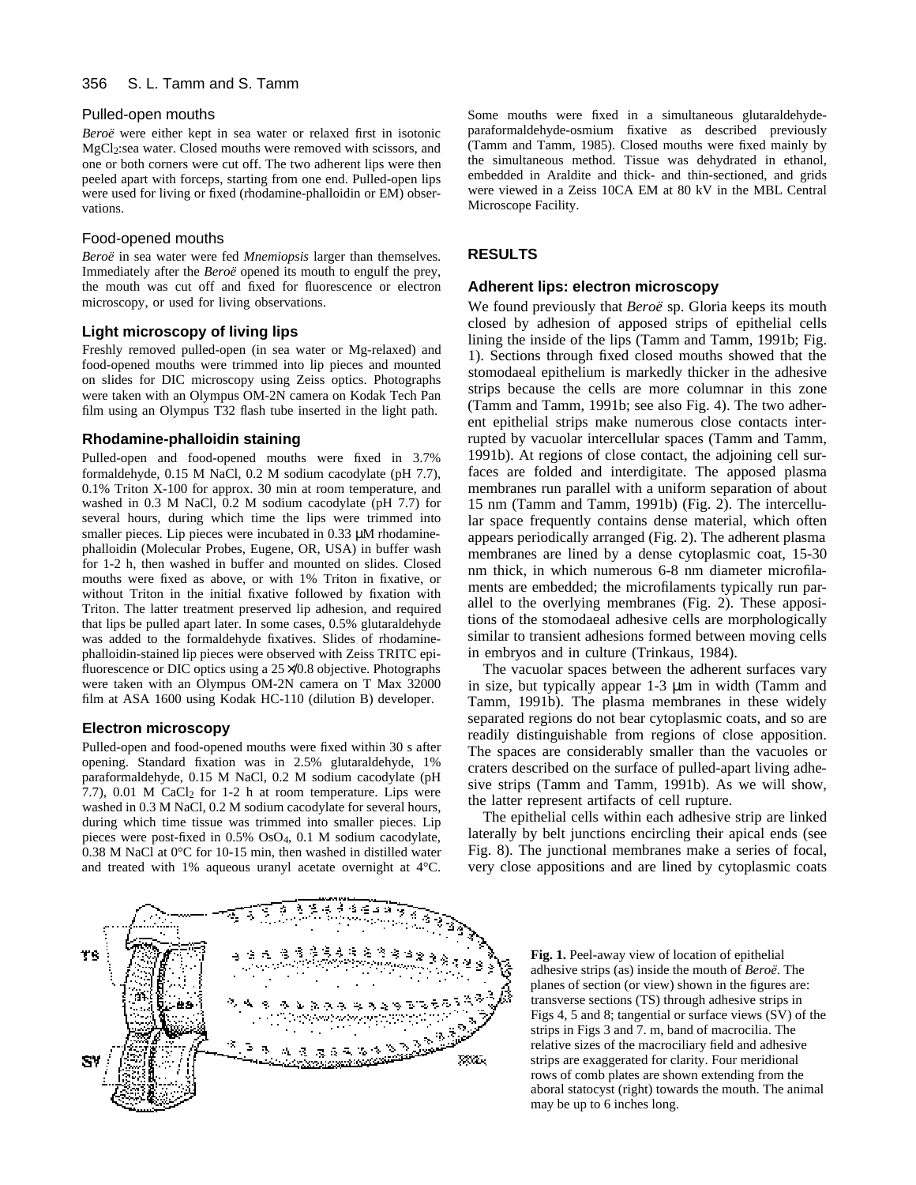### Pulled-open mouths

*Beroë* were either kept in sea water or relaxed first in isotonic $MgCl_2$:sea water. Closed mouths were removed with scissors, and one or both corners were cut off. The two adherent lips were then peeled apart with forceps, starting from one end. Pulled-open lips were used for living or fixed (rhodamine-phalloidin or EM) observations.

### Food-opened mouths

*Beroë* in sea water were fed *Mnemiopsis* larger than themselves. Immediately after the *Beroë* opened its mouth to engulf the prey, the mouth was cut off and fixed for fluorescence or electron microscopy, or used for living observations.

### Light microscopy of living lips

Freshly removed pulled-open (in sea water or Mg-relaxed) and food-opened mouths were trimmed into lip pieces and mounted on slides for DIC microscopy using Zeiss optics. Photographs were taken with an Olympus OM-2N camera on Kodak Tech Pan film using an Olympus T32 flash tube inserted in the light path.

### Rhodamine-phalloidin staining

Pulled-open and food-opened mouths were fixed in 3.7% formaldehyde, 0.15 M NaCl, 0.2 M sodium cacodylate (pH 7.7), 0.1% Triton X-100 for approx. 30 min at room temperature, and washed in 0.3 M NaCl, 0.2 M sodium cacodylate (pH 7.7) for several hours, during which time the lips were trimmed into smaller pieces. Lip pieces were incubated in 0.33 μM rhodamine-phalloidin (Molecular Probes, Eugene, OR, USA) in buffer wash for 1-2 h, then washed in buffer and mounted on slides. Closed mouths were fixed as above, or with 1% Triton in fixative, or without Triton in the initial fixative followed by fixation with Triton. The latter treatment preserved lip adhesion, and required that lips be pulled apart later. In some cases, 0.5% glutaraldehyde was added to the formaldehyde fixatives. Slides of rhodamine-phalloidin-stained lip pieces were observed with Zeiss TRITC epifluorescence or DIC optics using a 25×/0.8 objective. Photographs were taken with an Olympus OM-2N camera on T Max 32000 film at ASA 1600 using Kodak HC-110 (dilution B) developer.

### Electron microscopy

Pulled-open and food-opened mouths were fixed within 30 s after opening. Standard fixation was in 2.5% glutaraldehyde, 1% paraformaldehyde, 0.15 M NaCl, 0.2 M sodium cacodylate (pH 7.7), 0.01 M $CaCl_2$ for 1-2 h at room temperature. Lips were washed in 0.3 M NaCl, 0.2 M sodium cacodylate for several hours, during which time tissue was trimmed into smaller pieces. Lip pieces were post-fixed in 0.5% $OsO_4$, 0.1 M sodium cacodylate, 0.38 M NaCl at 0°C for 10-15 min, then washed in distilled water and treated with 1% aqueous uranyl acetate overnight at 4°C. Some mouths were fixed in a simultaneous glutaraldehyde-paraformaldehyde-osmium fixative as described previously (Tamm and Tamm, 1985). Closed mouths were fixed mainly by the simultaneous method. Tissue was dehydrated in ethanol, embedded in Araldite and thick- and thin-sectioned, and grids were viewed in a Zeiss 10CA EM at 80 kV in the MBL Central Microscope Facility.

## RESULTS

### Adherent lips: electron microscopy

We found previously that *Beroë* sp. Gloria keeps its mouth closed by adhesion of apposed strips of epithelial cells lining the inside of the lips (Tamm and Tamm, 1991b; Fig. 1). Sections through fixed closed mouths showed that the stomodaeal epithelium is markedly thicker in the adhesive strips because the cells are more columnar in this zone (Tamm and Tamm, 1991b; see also Fig. 4). The two adherent epithelial strips make numerous close contacts interrupted by vacuolar intercellular spaces (Tamm and Tamm, 1991b). At regions of close contact, the adjoining cell surfaces are folded and interdigitate. The apposed plasma membranes run parallel with a uniform separation of about 15 nm (Tamm and Tamm, 1991b) (Fig. 2). The intercellular space frequently contains dense material, which often appears periodically arranged (Fig. 2). The adherent plasma membranes are lined by a dense cytoplasmic coat, 15-30 nm thick, in which numerous 6-8 nm diameter microfilaments are embedded; the microfilaments typically run parallel to the overlying membranes (Fig. 2). These appositions of the stomodaeal adhesive cells are morphologically similar to transient adhesions formed between moving cells in embryos and in culture (Trinkaus, 1984).

The vacuolar spaces between the adherent surfaces vary in size, but typically appear 1-3 μm in width (Tamm and Tamm, 1991b). The plasma membranes in these widely separated regions do not bear cytoplasmic coats, and so are readily distinguishable from regions of close apposition. The spaces are considerably smaller than the vacuoles or craters described on the surface of pulled-apart living adhesive strips (Tamm and Tamm, 1991b). As we will show, the latter represent artifacts of cell rupture.

The epithelial cells within each adhesive strip are linked laterally by belt junctions encircling their apical ends (see Fig. 8). The junctional membranes make a series of focal, very close appositions and are lined by cytoplasmic coats

**Fig. 1.** Peel-away view of location of epithelial adhesive strips (as) inside the mouth of *Beroë*. The planes of section (or view) shown in the figures are: transverse sections (TS) through adhesive strips in Figs 4, 5 and 8; tangential or surface views (SV) of the strips in Figs 3 and 7. m, band of macrocilia. The relative sizes of the macrociliary field and adhesive strips are exaggerated for clarity. Four meridional rows of comb plates are shown extending from the aboral statocyst (right) towards the mouth. The animal may be up to 6 inches long.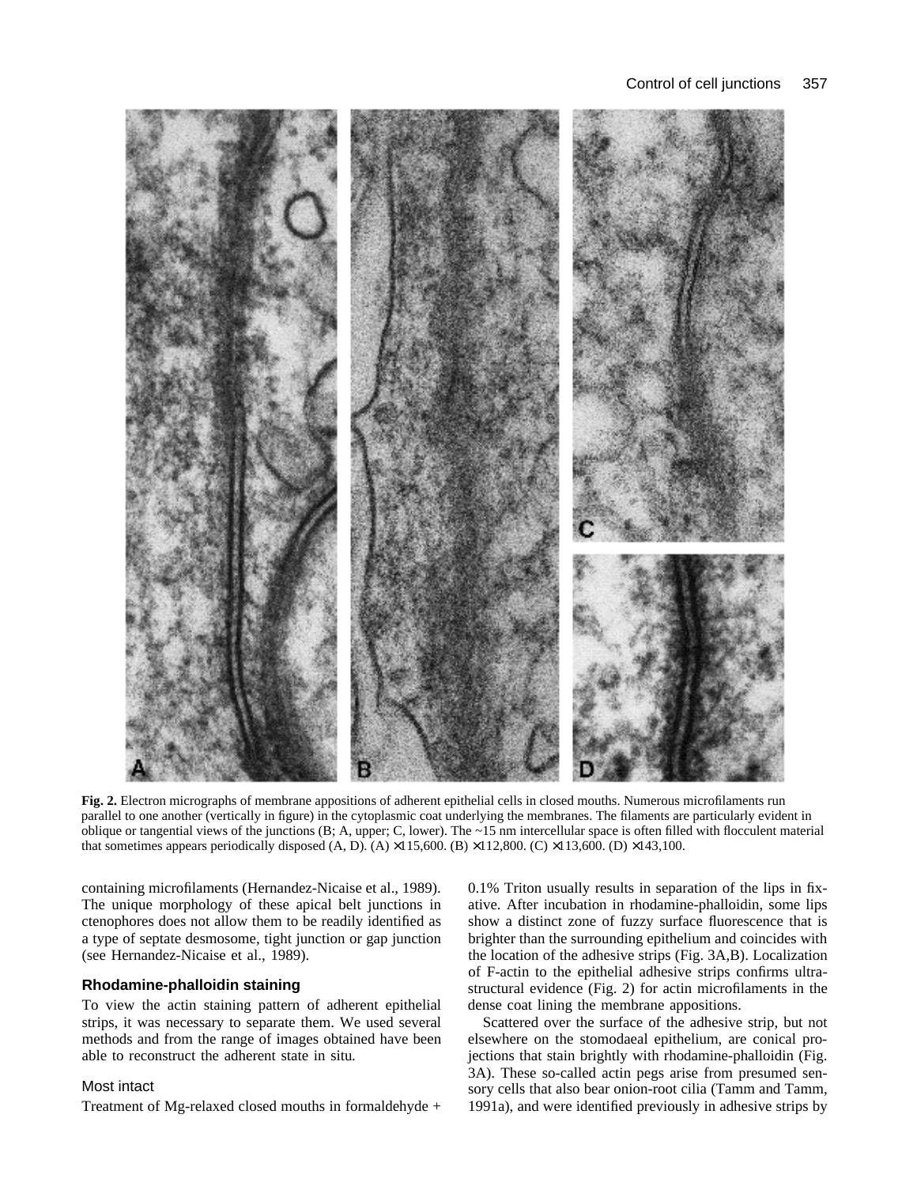**Fig. 2.** Electron micrographs of membrane appositions of adherent epithelial cells in closed mouths. Numerous microfilaments run parallel to one another (vertically in figure) in the cytoplasmic coat underlying the membranes. The filaments are particularly evident in oblique or tangential views of the junctions (B; A, upper; C, lower). The ~15 nm intercellular space is often filled with flocculent material that sometimes appears periodically disposed (A, D). (A) ×115,600. (B) ×112,800. (C) ×113,600. (D) ×143,100.

containing microfilaments (Hernandez-Nicaise et al., 1989). The unique morphology of these apical belt junctions in ctenophores does not allow them to be readily identified as a type of septate desmosome, tight junction or gap junction (see Hernandez-Nicaise et al., 1989).

### Rhodamine-phalloidin staining

To view the actin staining pattern of adherent epithelial strips, it was necessary to separate them. We used several methods and from the range of images obtained have been able to reconstruct the adherent state in situ.

#### Most intact

Treatment of Mg-relaxed closed mouths in formaldehyde + 0.1% Triton usually results in separation of the lips in fixative. After incubation in rhodamine-phalloidin, some lips show a distinct zone of fuzzy surface fluorescence that is brighter than the surrounding epithelium and coincides with the location of the adhesive strips (Fig. 3A,B). Localization of F-actin to the epithelial adhesive strips confirms ultrastructural evidence (Fig. 2) for actin microfilaments in the dense coat lining the membrane appositions.

Scattered over the surface of the adhesive strip, but not elsewhere on the stomodaeal epithelium, are conical projections that stain brightly with rhodamine-phalloidin (Fig. 3A). These so-called actin pegs arise from presumed sensory cells that also bear onion-root cilia (Tamm and Tamm, 1991a), and were identified previously in adhesive strips by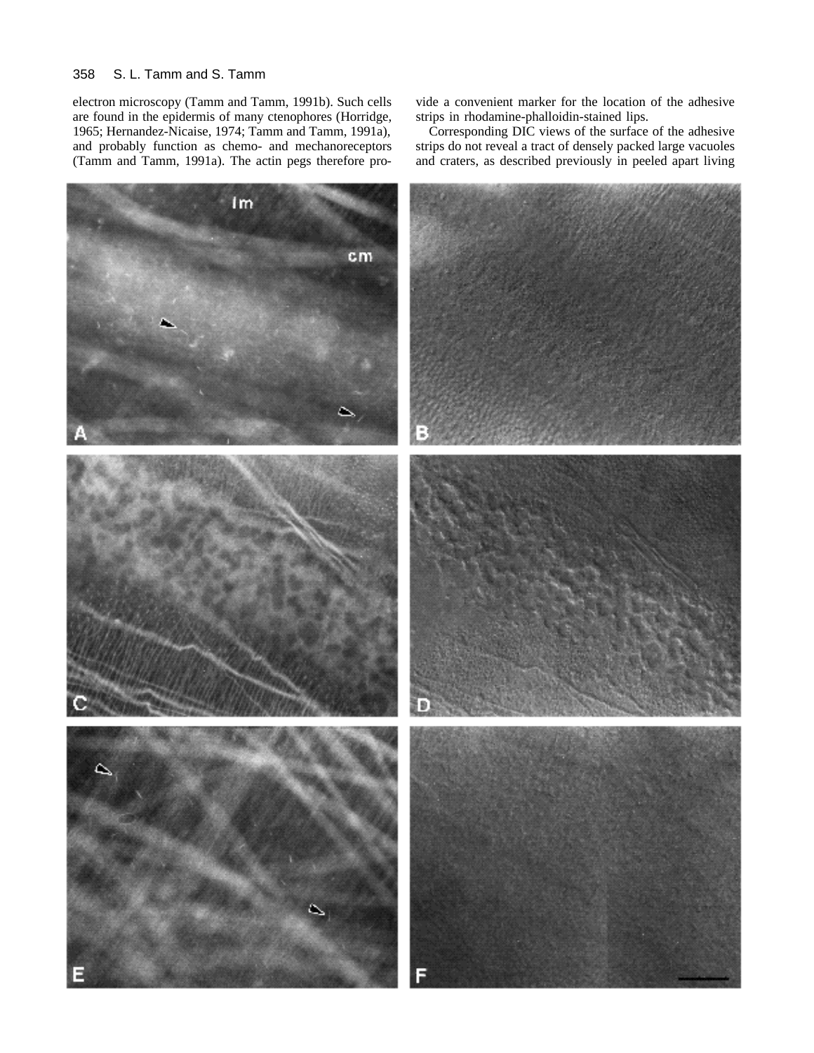electron microscopy (Tamm and Tamm, 1991b). Such cells are found in the epidermis of many ctenophores (Horridge, 1965; Hernandez-Nicaise, 1974; Tamm and Tamm, 1991a), and probably function as chemo- and mechanoreceptors (Tamm and Tamm, 1991a). The actin pegs therefore provide a convenient marker for the location of the adhesive strips in rhodamine-phalloidin-stained lips.

Corresponding DIC views of the surface of the adhesive strips do not reveal a tract of densely packed large vacuoles and craters, as described previously in peeled apart living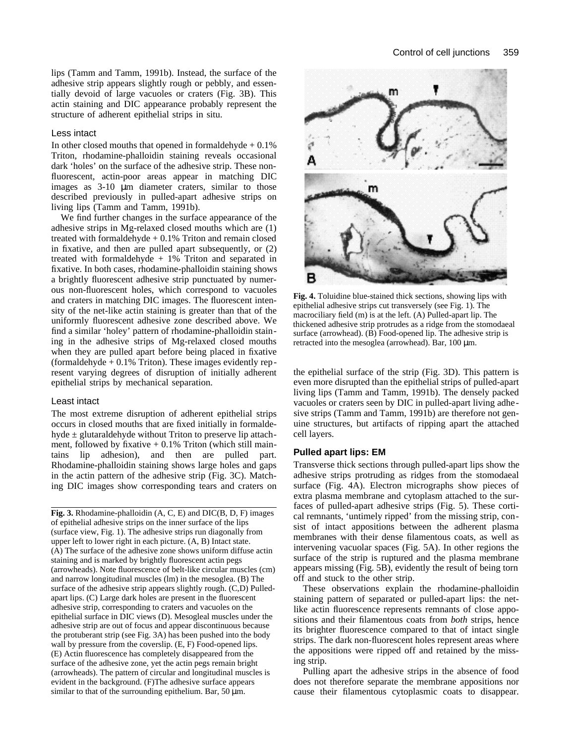lips (Tamm and Tamm, 1991b). Instead, the surface of the adhesive strip appears slightly rough or pebbly, and essentially devoid of large vacuoles or craters (Fig. 3B). This actin staining and DIC appearance probably represent the structure of adherent epithelial strips in situ.

### Less intact

In other closed mouths that opened in formaldehyde + 0.1% Triton, rhodamine-phalloidin staining reveals occasional dark 'holes' on the surface of the adhesive strip. These non-fluorescent, actin-poor areas appear in matching DIC images as 3-10 μm diameter craters, similar to those described previously in pulled-apart adhesive strips on living lips (Tamm and Tamm, 1991b).

We find further changes in the surface appearance of the adhesive strips in Mg-relaxed closed mouths which are (1) treated with formaldehyde + 0.1% Triton and remain closed in fixative, and then are pulled apart subsequently, or (2) treated with formaldehyde + 1% Triton and separated in fixative. In both cases, rhodamine-phalloidin staining shows a brightly fluorescent adhesive strip punctuated by numerous non-fluorescent holes, which correspond to vacuoles and craters in matching DIC images. The fluorescent intensity of the net-like actin staining is greater than that of the uniformly fluorescent adhesive zone described above. We find a similar 'holey' pattern of rhodamine-phalloidin staining in the adhesive strips of Mg-relaxed closed mouths when they are pulled apart before being placed in fixative (formaldehyde + 0.1% Triton). These images evidently represent varying degrees of disruption of initially adherent epithelial strips by mechanical separation.

### Least intact

The most extreme disruption of adherent epithelial strips occurs in closed mouths that are fixed initially in formaldehyde ± glutaraldehyde without Triton to preserve lip attachment, followed by fixative + 0.1% Triton (which still maintains lip adhesion), and then are pulled part. Rhodamine-phalloidin staining shows large holes and gaps in the actin pattern of the adhesive strip (Fig. 3C). Matching DIC images show corresponding tears and craters on the epithelial surface of the strip (Fig. 3D). This pattern is even more disrupted than the epithelial strips of pulled-apart living lips (Tamm and Tamm, 1991b). The densely packed vacuoles or craters seen by DIC in pulled-apart living adhesive strips (Tamm and Tamm, 1991b) are therefore not genuine structures, but artifacts of ripping apart the attached cell layers.

**Fig. 3.** Rhodamine-phalloidin (A, C, E) and DIC(B, D, F) images of epithelial adhesive strips on the inner surface of the lips (surface view, Fig. 1). The adhesive strips run diagonally from upper left to lower right in each picture. (A, B) Intact state. (A) The surface of the adhesive zone shows uniform diffuse actin staining and is marked by brightly fluorescent actin pegs (arrowheads). Note fluorescence of belt-like circular muscles (cm) and narrow longitudinal muscles (lm) in the mesoglea. (B) The surface of the adhesive strip appears slightly rough. (C,D) Pulled-apart lips. (C) Large dark holes are present in the fluorescent adhesive strip, corresponding to craters and vacuoles on the epithelial surface in DIC views (D). Mesogleal muscles under the adhesive strip are out of focus and appear discontinuous because the protuberant strip (see Fig. 3A) has been pushed into the body wall by pressure from the coverslip. (E, F) Food-opened lips. (E) Actin fluorescence has completely disappeared from the surface of the adhesive zone, yet the actin pegs remain bright (arrowheads). The pattern of circular and longitudinal muscles is evident in the background. (F)The adhesive surface appears similar to that of the surrounding epithelium. Bar, 50 μm.

**Fig. 4.** Toluidine blue-stained thick sections, showing lips with epithelial adhesive strips cut transversely (see Fig. 1). The macrociliary field (m) is at the left. (A) Pulled-apart lip. The thickened adhesive strip protrudes as a ridge from the stomodaeal surface (arrowhead). (B) Food-opened lip. The adhesive strip is retracted into the mesoglea (arrowhead). Bar, 100 μm.

### Pulled apart lips: EM

Transverse thick sections through pulled-apart lips show the adhesive strips protruding as ridges from the stomodaeal surface (Fig. 4A). Electron micrographs show pieces of extra plasma membrane and cytoplasm attached to the surfaces of pulled-apart adhesive strips (Fig. 5). These cortical remnants, 'untimely ripped' from the missing strip, consist of intact appositions between the adherent plasma membranes with their dense filamentous coats, as well as intervening vacuolar spaces (Fig. 5A). In other regions the surface of the strip is ruptured and the plasma membrane appears missing (Fig. 5B), evidently the result of being torn off and stuck to the other strip.

These observations explain the rhodamine-phalloidin staining pattern of separated or pulled-apart lips: the net-like actin fluorescence represents remnants of close appositions and their filamentous coats from *both* strips, hence its brighter fluorescence compared to that of intact single strips. The dark non-fluorescent holes represent areas where the appositions were ripped off and retained by the missing strip.

Pulling apart the adhesive strips in the absence of food does not therefore separate the membrane appositions nor cause their filamentous cytoplasmic coats to disappear.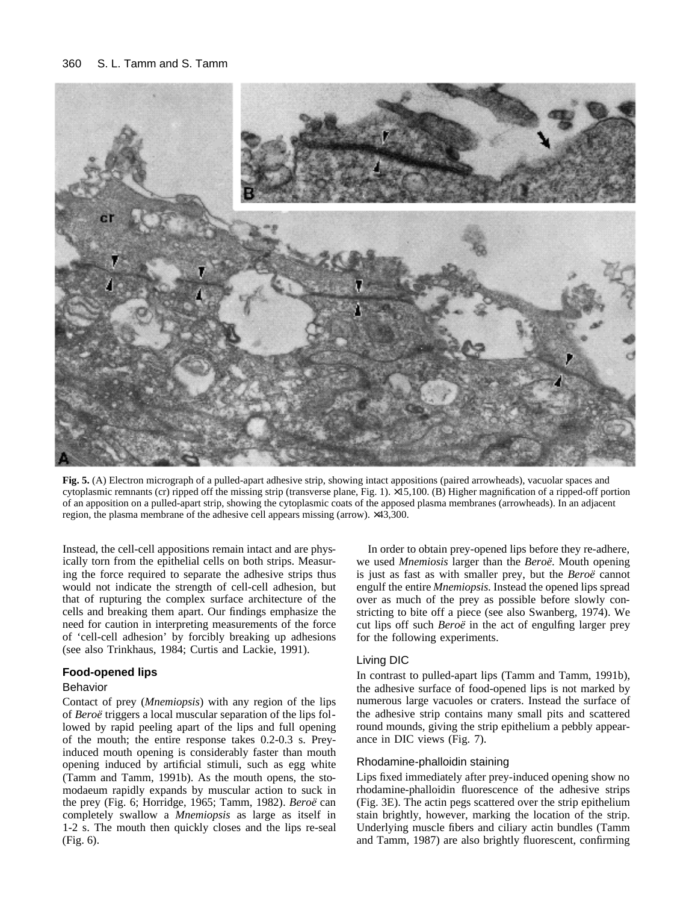**Fig. 5.** (A) Electron micrograph of a pulled-apart adhesive strip, showing intact appositions (paired arrowheads), vacuolar spaces and cytoplasmic remnants (cr) ripped off the missing strip (transverse plane, Fig. 1). ×15,100. (B) Higher magnification of a ripped-off portion of an apposition on a pulled-apart strip, showing the cytoplasmic coats of the apposed plasma membranes (arrowheads). In an adjacent region, the plasma membrane of the adhesive cell appears missing (arrow). ×43,300.

Instead, the cell-cell appositions remain intact and are physically torn from the epithelial cells on both strips. Measuring the force required to separate the adhesive strips thus would not indicate the strength of cell-cell adhesion, but that of rupturing the complex surface architecture of the cells and breaking them apart. Our findings emphasize the need for caution in interpreting measurements of the force of 'cell-cell adhesion' by forcibly breaking up adhesions (see also Trinkhaus, 1984; Curtis and Lackie, 1991).

## Food-opened lips

### Behavior

Contact of prey (*Mnemiopsis*) with any region of the lips of *Beroë* triggers a local muscular separation of the lips followed by rapid peeling apart of the lips and full opening of the mouth; the entire response takes 0.2-0.3 s. Prey-induced mouth opening is considerably faster than mouth opening induced by artificial stimuli, such as egg white (Tamm and Tamm, 1991b). As the mouth opens, the stomodaeum rapidly expands by muscular action to suck in the prey (Fig. 6; Horridge, 1965; Tamm, 1982). *Beroë* can completely swallow a *Mnemiopsis* as large as itself in 1-2 s. The mouth then quickly closes and the lips re-seal (Fig. 6).

In order to obtain prey-opened lips before they re-adhere, we used *Mnemiosis* larger than the *Beroë*. Mouth opening is just as fast as with smaller prey, but the *Beroë* cannot engulf the entire *Mnemiopsis*. Instead the opened lips spread over as much of the prey as possible before slowly constricting to bite off a piece (see also Swanberg, 1974). We cut lips off such *Beroë* in the act of engulfing larger prey for the following experiments.

### Living DIC

In contrast to pulled-apart lips (Tamm and Tamm, 1991b), the adhesive surface of food-opened lips is not marked by numerous large vacuoles or craters. Instead the surface of the adhesive strip contains many small pits and scattered round mounds, giving the strip epithelium a pebbly appearance in DIC views (Fig. 7).

### Rhodamine-phalloidin staining

Lips fixed immediately after prey-induced opening show no rhodamine-phalloidin fluorescence of the adhesive strips (Fig. 3E). The actin pegs scattered over the strip epithelium stain brightly, however, marking the location of the strip. Underlying muscle fibers and ciliary actin bundles (Tamm and Tamm, 1987) are also brightly fluorescent, confirming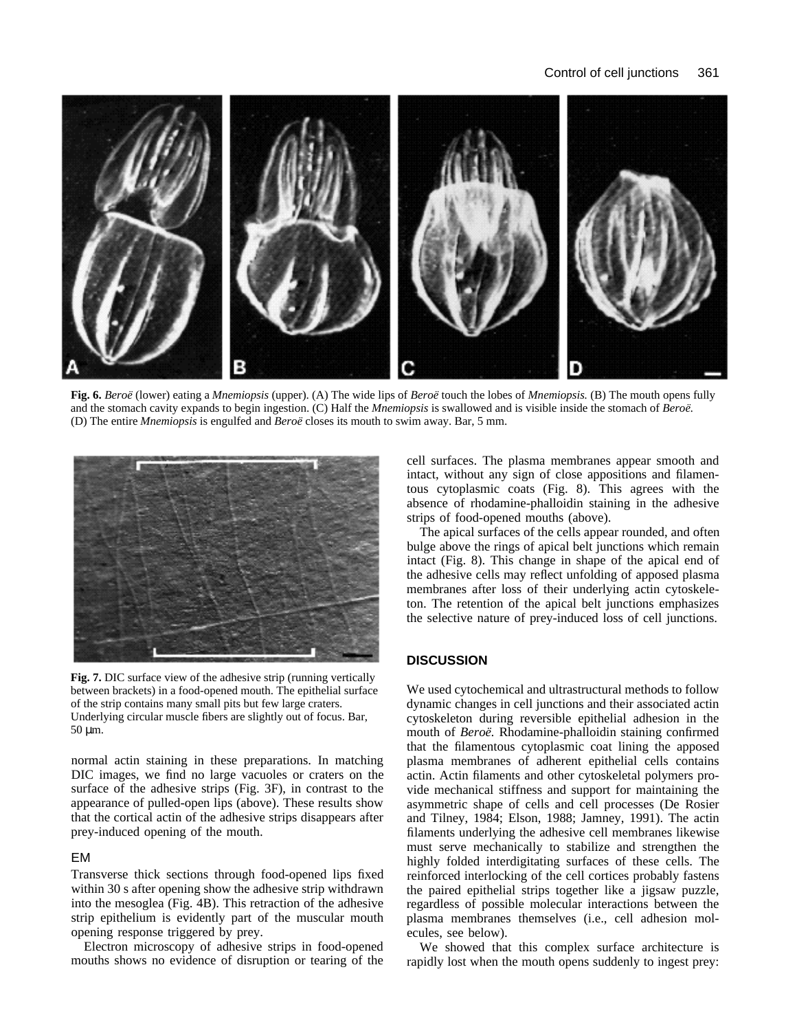**Fig. 6.** *Beroë* (lower) eating a *Mnemiopsis* (upper). (A) The wide lips of *Beroë* touch the lobes of *Mnemiopsis.* (B) The mouth opens fully and the stomach cavity expands to begin ingestion. (C) Half the *Mnemiopsis* is swallowed and is visible inside the stomach of *Beroë.* (D) The entire *Mnemiopsis* is engulfed and *Beroë* closes its mouth to swim away. Bar, 5 mm.

**Fig. 7.** DIC surface view of the adhesive strip (running vertically between brackets) in a food-opened mouth. The epithelial surface of the strip contains many small pits but few large craters. Underlying circular muscle fibers are slightly out of focus. Bar, 50 μm.

normal actin staining in these preparations. In matching DIC images, we find no large vacuoles or craters on the surface of the adhesive strips (Fig. 3F), in contrast to the appearance of pulled-open lips (above). These results show that the cortical actin of the adhesive strips disappears after prey-induced opening of the mouth.

### EM

Transverse thick sections through food-opened lips fixed within 30 s after opening show the adhesive strip withdrawn into the mesoglea (Fig. 4B). This retraction of the adhesive strip epithelium is evidently part of the muscular mouth opening response triggered by prey.

Electron microscopy of adhesive strips in food-opened mouths shows no evidence of disruption or tearing of the cell surfaces. The plasma membranes appear smooth and intact, without any sign of close appositions and filamentous cytoplasmic coats (Fig. 8). This agrees with the absence of rhodamine-phalloidin staining in the adhesive strips of food-opened mouths (above).

The apical surfaces of the cells appear rounded, and often bulge above the rings of apical belt junctions which remain intact (Fig. 8). This change in shape of the apical end of the adhesive cells may reflect unfolding of apposed plasma membranes after loss of their underlying actin cytoskeleton. The retention of the apical belt junctions emphasizes the selective nature of prey-induced loss of cell junctions.

## DISCUSSION

We used cytochemical and ultrastructural methods to follow dynamic changes in cell junctions and their associated actin cytoskeleton during reversible epithelial adhesion in the mouth of *Beroë.* Rhodamine-phalloidin staining confirmed that the filamentous cytoplasmic coat lining the apposed plasma membranes of adherent epithelial cells contains actin. Actin filaments and other cytoskeletal polymers provide mechanical stiffness and support for maintaining the asymmetric shape of cells and cell processes (De Rosier and Tilney, 1984; Elson, 1988; Jamney, 1991). The actin filaments underlying the adhesive cell membranes likewise must serve mechanically to stabilize and strengthen the highly folded interdigitating surfaces of these cells. The reinforced interlocking of the cell cortices probably fastens the paired epithelial strips together like a jigsaw puzzle, regardless of possible molecular interactions between the plasma membranes themselves (i.e., cell adhesion molecules, see below).

We showed that this complex surface architecture is rapidly lost when the mouth opens suddenly to ingest prey: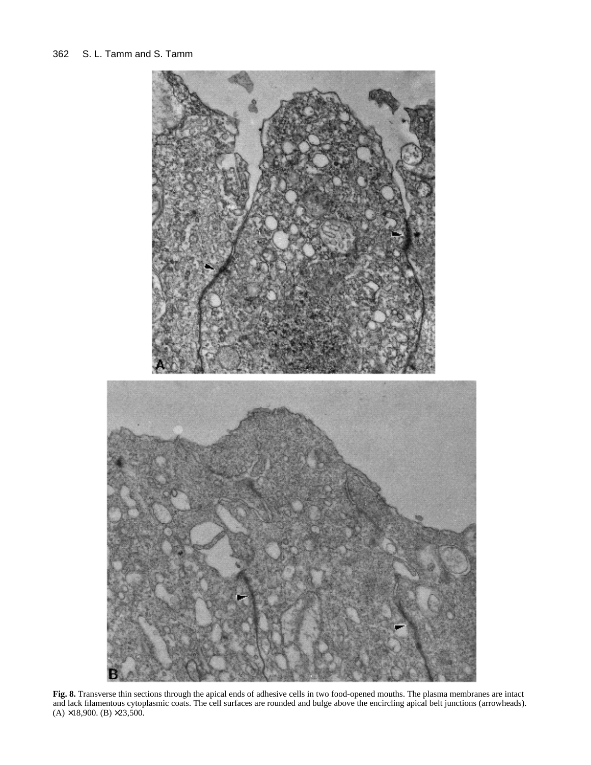**Fig. 8.** Transverse thin sections through the apical ends of adhesive cells in two food-opened mouths. The plasma membranes are intact and lack filamentous cytoplasmic coats. The cell surfaces are rounded and bulge above the encircling apical belt junctions (arrowheads). (A) ×18,900. (B) ×23,500.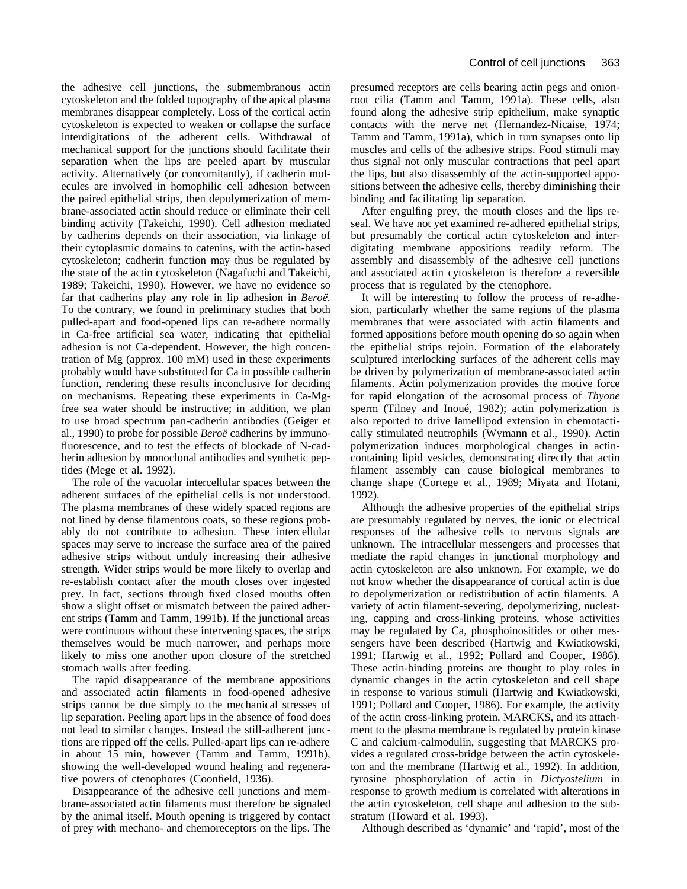the adhesive cell junctions, the submembranous actin cytoskeleton and the folded topography of the apical plasma membranes disappear completely. Loss of the cortical actin cytoskeleton is expected to weaken or collapse the surface interdigitations of the adherent cells. Withdrawal of mechanical support for the junctions should facilitate their separation when the lips are peeled apart by muscular activity. Alternatively (or concomitantly), if cadherin molecules are involved in homophilic cell adhesion between the paired epithelial strips, then depolymerization of membrane-associated actin should reduce or eliminate their cell binding activity (Takeichi, 1990). Cell adhesion mediated by cadherins depends on their association, via linkage of their cytoplasmic domains to catenins, with the actin-based cytoskeleton; cadherin function may thus be regulated by the state of the actin cytoskeleton (Nagafuchi and Takeichi, 1989; Takeichi, 1990). However, we have no evidence so far that cadherins play any role in lip adhesion in *Beroë.* To the contrary, we found in preliminary studies that both pulled-apart and food-opened lips can re-adhere normally in Ca-free artificial sea water, indicating that epithelial adhesion is not Ca-dependent. However, the high concentration of Mg (approx. 100 mM) used in these experiments probably would have substituted for Ca in possible cadherin function, rendering these results inconclusive for deciding on mechanisms. Repeating these experiments in Ca-Mg-free sea water should be instructive; in addition, we plan to use broad spectrum pan-cadherin antibodies (Geiger et al., 1990) to probe for possible *Beroë* cadherins by immunofluorescence, and to test the effects of blockade of N-cadherin adhesion by monoclonal antibodies and synthetic peptides (Mege et al. 1992).

The role of the vacuolar intercellular spaces between the adherent surfaces of the epithelial cells is not understood. The plasma membranes of these widely spaced regions are not lined by dense filamentous coats, so these regions probably do not contribute to adhesion. These intercellular spaces may serve to increase the surface area of the paired adhesive strips without unduly increasing their adhesive strength. Wider strips would be more likely to overlap and re-establish contact after the mouth closes over ingested prey. In fact, sections through fixed closed mouths often show a slight offset or mismatch between the paired adherent strips (Tamm and Tamm, 1991b). If the junctional areas were continuous without these intervening spaces, the strips themselves would be much narrower, and perhaps more likely to miss one another upon closure of the stretched stomach walls after feeding.

The rapid disappearance of the membrane appositions and associated actin filaments in food-opened adhesive strips cannot be due simply to the mechanical stresses of lip separation. Peeling apart lips in the absence of food does not lead to similar changes. Instead the still-adherent junctions are ripped off the cells. Pulled-apart lips can re-adhere in about 15 min, however (Tamm and Tamm, 1991b), showing the well-developed wound healing and regenerative powers of ctenophores (Coonfield, 1936).

Disappearance of the adhesive cell junctions and membrane-associated actin filaments must therefore be signaled by the animal itself. Mouth opening is triggered by contact of prey with mechano- and chemoreceptors on the lips. The presumed receptors are cells bearing actin pegs and onion-root cilia (Tamm and Tamm, 1991a). These cells, also found along the adhesive strip epithelium, make synaptic contacts with the nerve net (Hernandez-Nicaise, 1974; Tamm and Tamm, 1991a), which in turn synapses onto lip muscles and cells of the adhesive strips. Food stimuli may thus signal not only muscular contractions that peel apart the lips, but also disassembly of the actin-supported appositions between the adhesive cells, thereby diminishing their binding and facilitating lip separation.

After engulfing prey, the mouth closes and the lips reseal. We have not yet examined re-adhered epithelial strips, but presumably the cortical actin cytoskeleton and interdigitating membrane appositions readily reform. The assembly and disassembly of the adhesive cell junctions and associated actin cytoskeleton is therefore a reversible process that is regulated by the ctenophore.

It will be interesting to follow the process of re-adhesion, particularly whether the same regions of the plasma membranes that were associated with actin filaments and formed appositions before mouth opening do so again when the epithelial strips rejoin. Formation of the elaborately sculptured interlocking surfaces of the adherent cells may be driven by polymerization of membrane-associated actin filaments. Actin polymerization provides the motive force for rapid elongation of the acrosomal process of *Thyone* sperm (Tilney and Inoué, 1982); actin polymerization is also reported to drive lamellipod extension in chemotactically stimulated neutrophils (Wymann et al., 1990). Actin polymerization induces morphological changes in actin-containing lipid vesicles, demonstrating directly that actin filament assembly can cause biological membranes to change shape (Cortege et al., 1989; Miyata and Hotani, 1992).

Although the adhesive properties of the epithelial strips are presumably regulated by nerves, the ionic or electrical responses of the adhesive cells to nervous signals are unknown. The intracellular messengers and processes that mediate the rapid changes in junctional morphology and actin cytoskeleton are also unknown. For example, we do not know whether the disappearance of cortical actin is due to depolymerization or redistribution of actin filaments. A variety of actin filament-severing, depolymerizing, nucleating, capping and cross-linking proteins, whose activities may be regulated by Ca, phosphoinositides or other messengers have been described (Hartwig and Kwiatkowski, 1991; Hartwig et al., 1992; Pollard and Cooper, 1986). These actin-binding proteins are thought to play roles in dynamic changes in the actin cytoskeleton and cell shape in response to various stimuli (Hartwig and Kwiatkowski, 1991; Pollard and Cooper, 1986). For example, the activity of the actin cross-linking protein, MARCKS, and its attachment to the plasma membrane is regulated by protein kinase C and calcium-calmodulin, suggesting that MARCKS provides a regulated cross-bridge between the actin cytoskeleton and the membrane (Hartwig et al., 1992). In addition, tyrosine phosphorylation of actin in *Dictyostelium* in response to growth medium is correlated with alterations in the actin cytoskeleton, cell shape and adhesion to the substratum (Howard et al. 1993).

Although described as 'dynamic' and 'rapid', most of the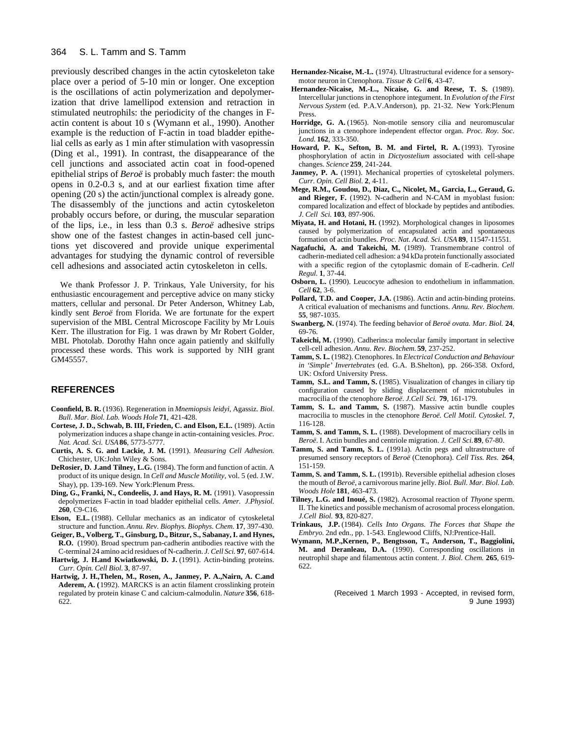previously described changes in the actin cytoskeleton take place over a period of 5-10 min or longer. One exception is the oscillations of actin polymerization and depolymerization that drive lamellipod extension and retraction in stimulated neutrophils: the periodicity of the changes in F-actin content is about 10 s (Wymann et al., 1990). Another example is the reduction of F-actin in toad bladder epithelial cells as early as 1 min after stimulation with vasopressin (Ding et al., 1991). In contrast, the disappearance of the cell junctions and associated actin coat in food-opened epithelial strips of *Beroë* is probably much faster: the mouth opens in 0.2-0.3 s, and at our earliest fixation time after opening (20 s) the actin/junctional complex is already gone. The disassembly of the junctions and actin cytoskeleton probably occurs before, or during, the muscular separation of the lips, i.e., in less than 0.3 s. *Beroë* adhesive strips show one of the fastest changes in actin-based cell junctions yet discovered and provide unique experimental advantages for studying the dynamic control of reversible cell adhesions and associated actin cytoskeleton in cells.

We thank Professor J. P. Trinkaus, Yale University, for his enthusiastic encouragement and perceptive advice on many sticky matters, cellular and personal. Dr Peter Anderson, Whitney Lab, kindly sent *Beroë* from Florida. We are fortunate for the expert supervision of the MBL Central Microscope Facility by Mr Louis Kerr. The illustration for Fig. 1 was drawn by Mr Robert Golder, MBL Photolab. Dorothy Hahn once again patiently and skilfully processed these words. This work is supported by NIH grant GM45557.

## REFERENCES

**Coonfield, B. R.** (1936). Regeneration in *Mnemiopsis leidyi*, Agassiz. *Biol. Bull. Mar. Biol. Lab. Woods Hole* **71**, 421-428.

**Cortese, J. D., Schwab, B. III, Frieden, C. and Elson, E.L.** (1989). Actin polymerization induces a shape change in actin-containing vesicles. *Proc. Nat. Acad. Sci. USA* **86**, 5773-5777.

**Curtis, A. S. G. and Lackie, J. M.** (1991). *Measuring Cell Adhesion.* Chichester, UK:John Wiley & Sons.

**DeRosier, D. J.and Tilney, L.G.** (1984). The form and function of actin. A product of its unique design. In *Cell and Muscle Motility*, vol. 5 (ed. J.W. Shay), pp. 139-169. New York:Plenum Press.

**Ding, G., Franki, N., Condeelis, J. and Hays, R. M.** (1991). Vasopressin depolymerizes F-actin in toad bladder epithelial cells. *Amer. J.Physiol.* **260**, C9-C16.

**Elson, E.L.** (1988). Cellular mechanics as an indicator of cytoskeletal structure and function. *Annu. Rev. Biophys. Biophys. Chem.* **17**, 397-430.

**Geiger, B., Volberg, T., Ginsburg, D., Bitzur, S., Sabanay, I. and Hynes, R.O.** (1990). Broad spectrum pan-cadherin antibodies reactive with the C-terminal 24 amino acid residues of N-cadherin. *J. Cell Sci.* **97**, 607-614.

**Hartwig, J. H.and Kwiatkowski, D. J.** (1991). Actin-binding proteins. *Curr. Opin. Cell Biol.* **3**, 87-97.

**Hartwig, J. H.,Thelen, M., Rosen, A., Janmey, P. A.,Nairn, A. C.and Aderem, A. (**1992). MARCKS is an actin filament crosslinking protein regulated by protein kinase C and calcium-calmodulin. *Nature* **356**, 618-622.

**Hernandez-Nicaise, M.-L.** (1974). Ultrastructural evidence for a sensory-motor neuron in Ctenophora. *Tissue & Cell* **6**, 43-47.

**Hernandez-Nicaise, M.-L., Nicaise, G. and Reese, T. S.** (1989). Intercellular junctions in ctenophore integument. In *Evolution of the First Nervous System* (ed. P.A.V.Anderson), pp. 21-32. New York:Plenum Press.

**Horridge, G. A.** (1965). Non-motile sensory cilia and neuromuscular junctions in a ctenophore independent effector organ. *Proc. Roy. Soc. Lond.* **162**, 333-350.

**Howard, P. K., Sefton, B. M. and Firtel, R. A.** (1993). Tyrosine phosphorylation of actin in *Dictyostelium* associated with cell-shape changes. *Science* **259**, 241-244.

**Janmey, P. A.** (1991). Mechanical properties of cytoskeletal polymers. *Curr. Opin. Cell Biol.* **2**, 4-11.

**Mege, R.M., Goudou, D., Diaz, C., Nicolet, M., Garcia, L., Geraud, G. and Rieger, F.** (1992). N-cadherin and N-CAM in myoblast fusion: compared localization and effect of blockade by peptides and antibodies. *J. Cell Sci.* **103**, 897-906.

**Miyata, H. and Hotani, H.** (1992). Morphological changes in liposomes caused by polymerization of encapsulated actin and spontaneous formation of actin bundles. *Proc. Nat. Acad. Sci. USA* **89**, 11547-11551.

**Nagafuchi, A. and Takeichi, M.** (1989). Transmembrane control of cadherin-mediated cell adhesion: a 94 kDa protein functionally associated with a specific region of the cytoplasmic domain of E-cadherin. *Cell Regul.* **1**, 37-44.

**Osborn, L.** (1990). Leucocyte adhesion to endothelium in inflammation. *Cell* **62**, 3-6.

**Pollard, T.D. and Cooper, J.A.** (1986). Actin and actin-binding proteins. A critical evaluation of mechanisms and functions. *Annu. Rev. Biochem.* **55**, 987-1035.

**Swanberg, N.** (1974). The feeding behavior of *Beroë ovata. Mar. Biol.* **24**, 69-76.

**Takeichi, M.** (1990). Cadherins:a molecular family important in selective cell-cell adhesion. *Annu. Rev. Biochem.* **59**, 237-252.

**Tamm, S. L.** (1982). Ctenophores. In *Electrical Conduction and Behaviour in 'Simple' Invertebrates* (ed. G.A. B.Shelton), pp. 266-358. Oxford, UK: Oxford University Press.

**Tamm, S.L. and Tamm, S.** (1985). Visualization of changes in ciliary tip configuration caused by sliding displacement of microtubules in macrocilia of the ctenophore *Beroë*. *J.Cell Sci.* **79**, 161-179.

**Tamm, S. L. and Tamm, S.** (1987). Massive actin bundle couples macrocilia to muscles in the ctenophore *Beroë*. *Cell Motil. Cytoskel.* **7**, 116-128.

**Tamm, S. and Tamm, S. L.** (1988). Development of macrociliary cells in *Beroë*. I. Actin bundles and centriole migration. *J. Cell Sci.* **89**, 67-80.

**Tamm, S. and Tamm, S. L.** (1991a). Actin pegs and ultrastructure of presumed sensory receptors of *Beroë* (Ctenophora). *Cell Tiss. Res.* **264**, 151-159.

**Tamm, S. and Tamm, S. L.** (1991b). Reversible epithelial adhesion closes the mouth of *Beroë*, a carnivorous marine jelly. *Biol. Bull. Mar. Biol. Lab. Woods Hole* **181**, 463-473.

**Tilney, L.G. and Inoué, S.** (1982). Acrosomal reaction of *Thyone* sperm. II. The kinetics and possible mechanism of acrosomal process elongation. *J.Cell Biol.* **93**, 820-827.

**Trinkaus, J.P.** (1984). *Cells Into Organs. The Forces that Shape the Embryo.* 2nd edn., pp. 1-543. Englewood Cliffs, NJ:Prentice-Hall.

**Wymann, M.P.,Kernen, P., Bengtsson, T., Anderson, T., Baggiolini, M. and Deranleau, D.A.** (1990). Corresponding oscillations in neutrophil shape and filamentous actin content. *J. Biol. Chem.* **265**, 619-622.

(Received 1 March 1993 - Accepted, in revised form, 9 June 1993)